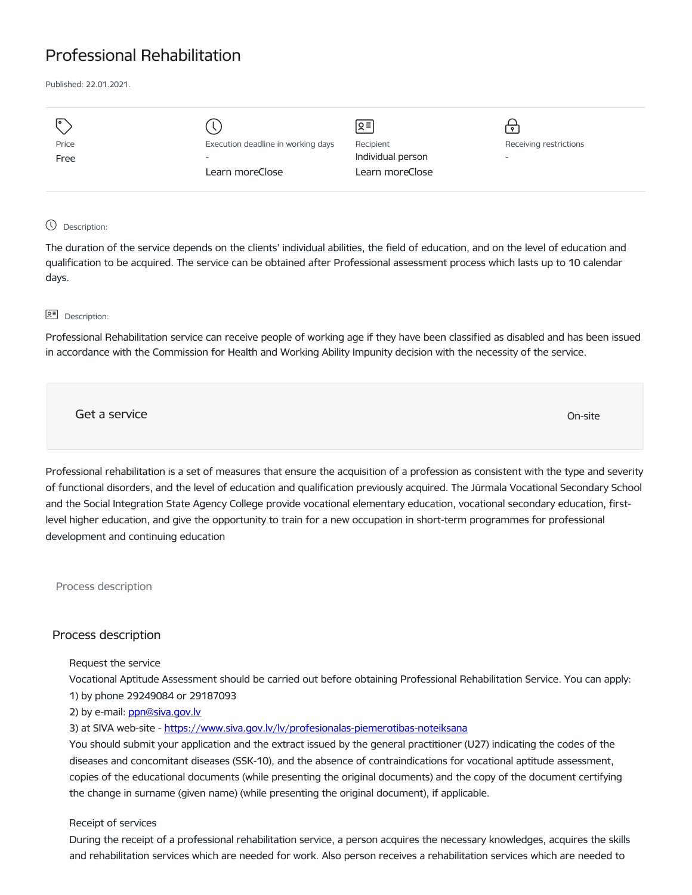# Professional Rehabilitation

Published: 22.01.2021.

| Price | Execution deadline in working days | Recipient | Receiving restrictions |
| --- | --- | --- | --- |
| Free | - | Individual person | - |
| | Learn moreClose | Learn moreClose | |

Description:

The duration of the service depends on the clients' individual abilities, the field of education, and on the level of education and qualification to be acquired. The service can be obtained after Professional assessment process which lasts up to 10 calendar days.

Description:

Professional Rehabilitation service can receive people of working age if they have been classified as disabled and has been issued in accordance with the Commission for Health and Working Ability Impunity decision with the necessity of the service.

Get a service

On-site

Professional rehabilitation is a set of measures that ensure the acquisition of a profession as consistent with the type and severity of functional disorders, and the level of education and qualification previously acquired. The Jūrmala Vocational Secondary School and the Social Integration State Agency College provide vocational elementary education, vocational secondary education, first-level higher education, and give the opportunity to train for a new occupation in short-term programmes for professional development and continuing education

Process description

## Process description

Request the service

Vocational Aptitude Assessment should be carried out before obtaining Professional Rehabilitation Service. You can apply:

1) by phone 29249084 or 29187093
2) by e-mail: [ppn@siva.gov.lv](mailto:ppn@siva.gov.lv)
3) at SIVA web-site - [https://www.siva.gov.lv/lv/profesionalas-piemerotibas-noteiksana](https://www.siva.gov.lv/lv/profesionalas-piemerotibas-noteiksana)

You should submit your application and the extract issued by the general practitioner (U27) indicating the codes of the diseases and concomitant diseases (SSK-10), and the absence of contraindications for vocational aptitude assessment, copies of the educational documents (while presenting the original documents) and the copy of the document certifying the change in surname (given name) (while presenting the original document), if applicable.

Receipt of services

During the receipt of a professional rehabilitation service, a person acquires the necessary knowledges, acquires the skills and rehabilitation services which are needed for work. Also person receives a rehabilitation services which are needed to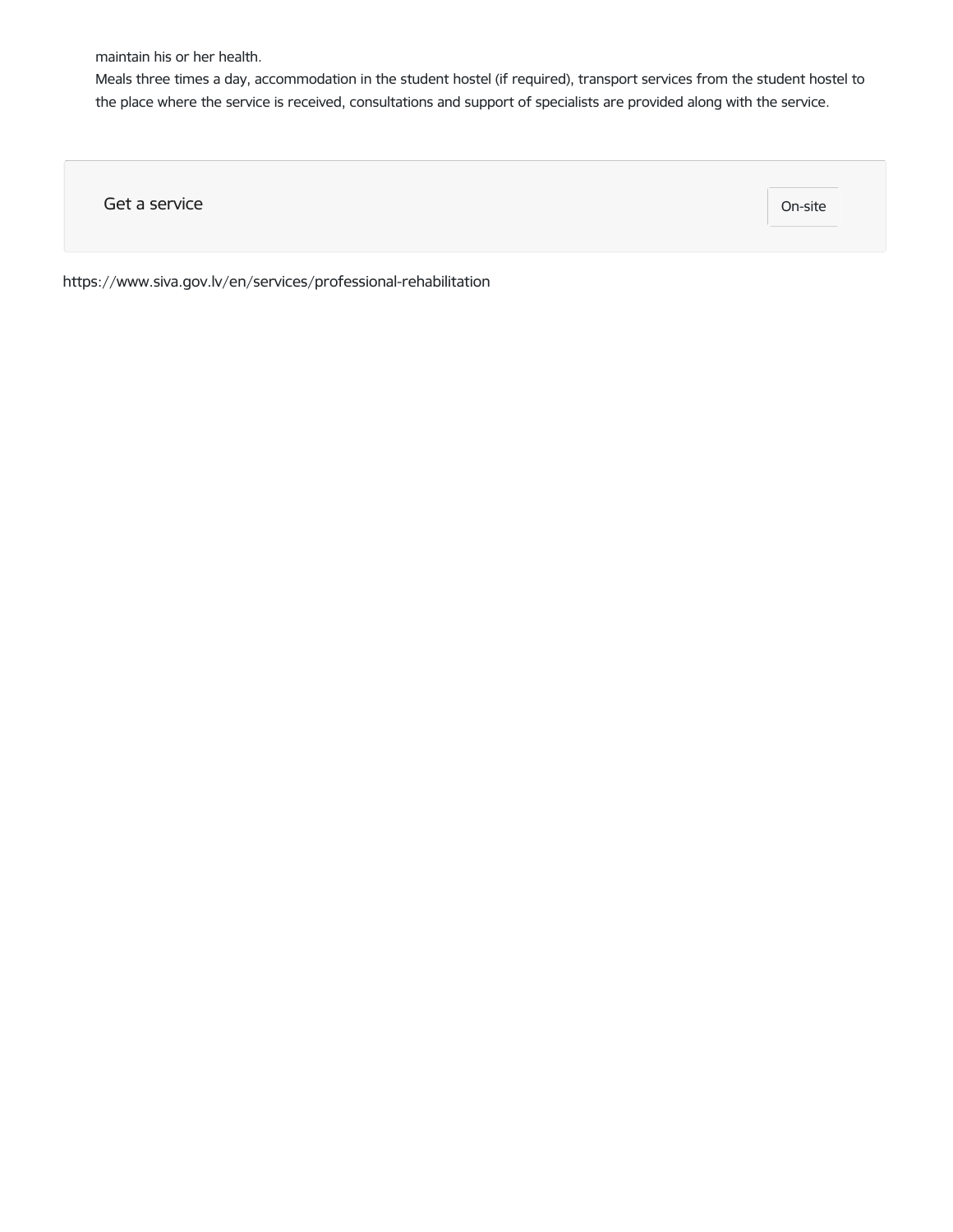maintain his or her health.

Meals three times a day, accommodation in the student hostel (if required), transport services from the student hostel to the place where the service is received, consultations and support of specialists are provided along with the service.

Get a service

On-site

https://www.siva.gov.lv/en/services/professional-rehabilitation